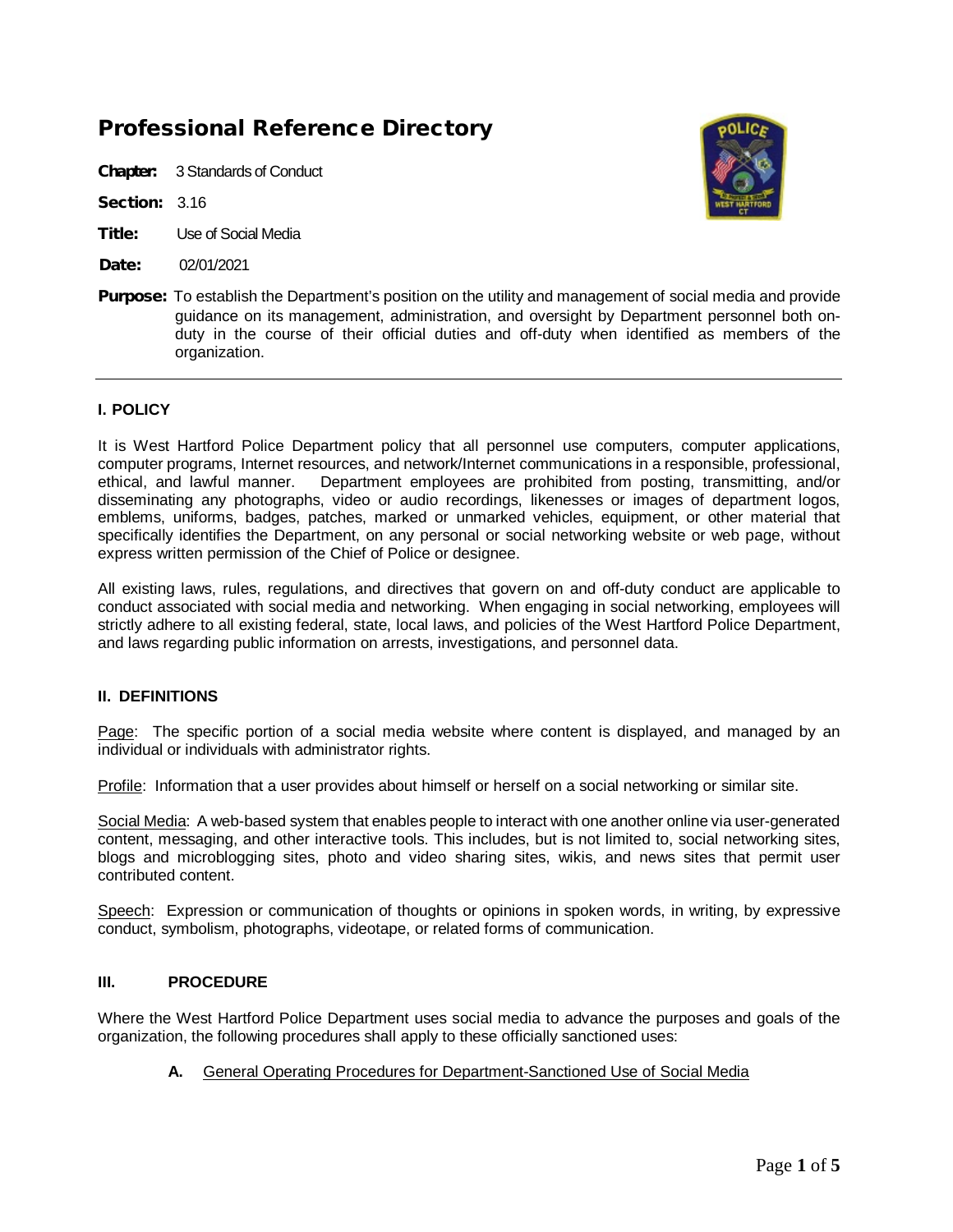# Professional Reference Directory

**Chapter:** 3 Standards of Conduct

**Section:** 3.16

**Title:** Use of Social Media

**Date:** 02/01/2021

**Purpose:** To establish the Department's position on the utility and management of social media and provide guidance on its management, administration, and oversight by Department personnel both on-duty in the course of their official duties and off-duty when identified as members of the organization.

---

## I. POLICY

It is West Hartford Police Department policy that all personnel use computers, computer applications, computer programs, Internet resources, and network/Internet communications in a responsible, professional, ethical, and lawful manner. Department employees are prohibited from posting, transmitting, and/or disseminating any photographs, video or audio recordings, likenesses or images of department logos, emblems, uniforms, badges, patches, marked or unmarked vehicles, equipment, or other material that specifically identifies the Department, on any personal or social networking website or web page, without express written permission of the Chief of Police or designee.

All existing laws, rules, regulations, and directives that govern on and off-duty conduct are applicable to conduct associated with social media and networking. When engaging in social networking, employees will strictly adhere to all existing federal, state, local laws, and policies of the West Hartford Police Department, and laws regarding public information on arrests, investigations, and personnel data.

## II. DEFINITIONS

Page: The specific portion of a social media website where content is displayed, and managed by an individual or individuals with administrator rights.

Profile: Information that a user provides about himself or herself on a social networking or similar site.

Social Media: A web-based system that enables people to interact with one another online via user-generated content, messaging, and other interactive tools. This includes, but is not limited to, social networking sites, blogs and microblogging sites, photo and video sharing sites, wikis, and news sites that permit user contributed content.

Speech: Expression or communication of thoughts or opinions in spoken words, in writing, by expressive conduct, symbolism, photographs, videotape, or related forms of communication.

## III. PROCEDURE

Where the West Hartford Police Department uses social media to advance the purposes and goals of the organization, the following procedures shall apply to these officially sanctioned uses:

**A.** General Operating Procedures for Department-Sanctioned Use of Social Media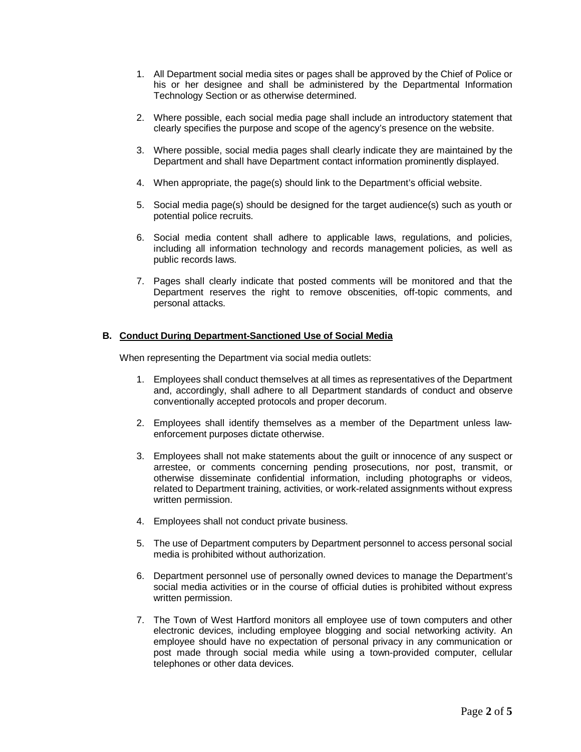1. All Department social media sites or pages shall be approved by the Chief of Police or his or her designee and shall be administered by the Departmental Information Technology Section or as otherwise determined.

2. Where possible, each social media page shall include an introductory statement that clearly specifies the purpose and scope of the agency's presence on the website.

3. Where possible, social media pages shall clearly indicate they are maintained by the Department and shall have Department contact information prominently displayed.

4. When appropriate, the page(s) should link to the Department's official website.

5. Social media page(s) should be designed for the target audience(s) such as youth or potential police recruits.

6. Social media content shall adhere to applicable laws, regulations, and policies, including all information technology and records management policies, as well as public records laws.

7. Pages shall clearly indicate that posted comments will be monitored and that the Department reserves the right to remove obscenities, off-topic comments, and personal attacks.

**B. <u>Conduct During Department-Sanctioned Use of Social Media</u>**

When representing the Department via social media outlets:

1. Employees shall conduct themselves at all times as representatives of the Department and, accordingly, shall adhere to all Department standards of conduct and observe conventionally accepted protocols and proper decorum.

2. Employees shall identify themselves as a member of the Department unless law-enforcement purposes dictate otherwise.

3. Employees shall not make statements about the guilt or innocence of any suspect or arrestee, or comments concerning pending prosecutions, nor post, transmit, or otherwise disseminate confidential information, including photographs or videos, related to Department training, activities, or work-related assignments without express written permission.

4. Employees shall not conduct private business.

5. The use of Department computers by Department personnel to access personal social media is prohibited without authorization.

6. Department personnel use of personally owned devices to manage the Department's social media activities or in the course of official duties is prohibited without express written permission.

7. The Town of West Hartford monitors all employee use of town computers and other electronic devices, including employee blogging and social networking activity. An employee should have no expectation of personal privacy in any communication or post made through social media while using a town-provided computer, cellular telephones or other data devices.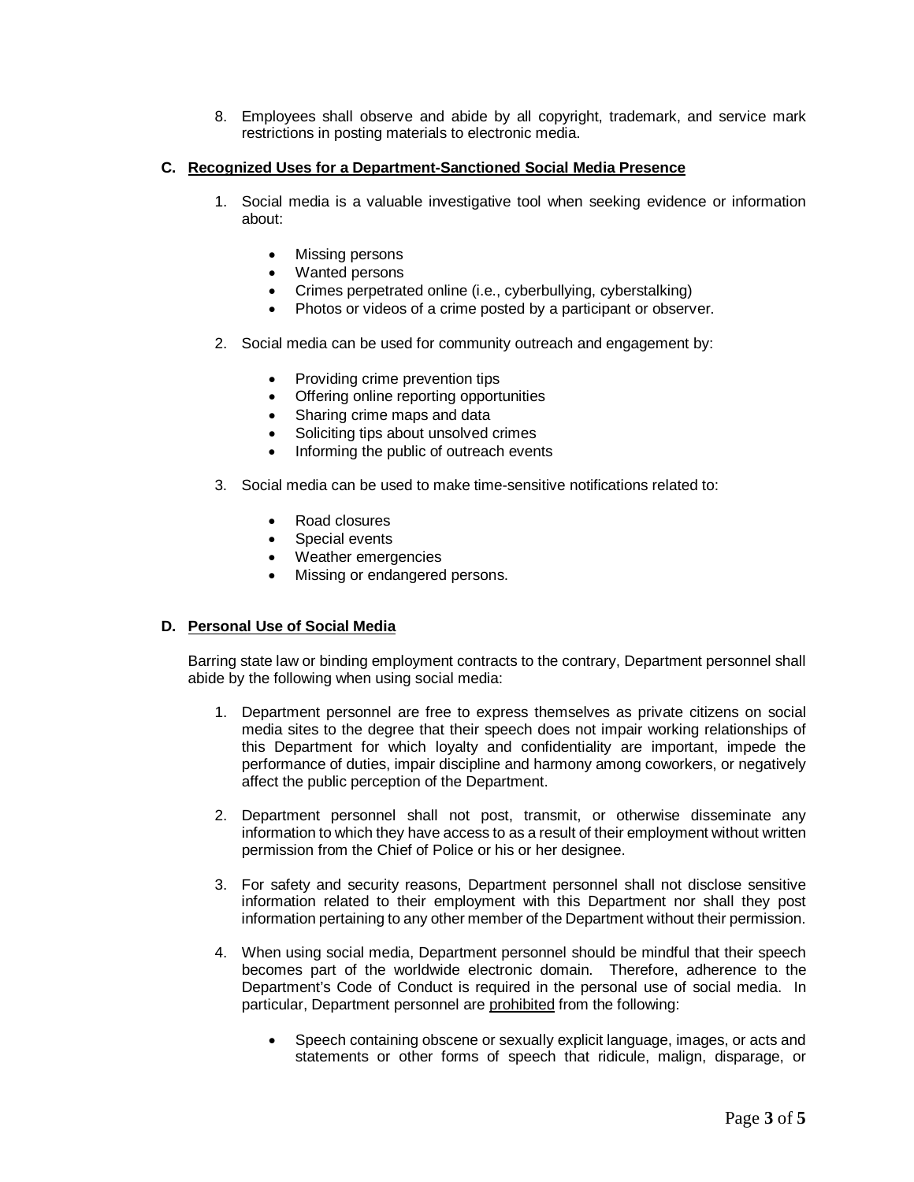8. Employees shall observe and abide by all copyright, trademark, and service mark restrictions in posting materials to electronic media.

**C. Recognized Uses for a Department-Sanctioned Social Media Presence**

1. Social media is a valuable investigative tool when seeking evidence or information about:

   - Missing persons
   - Wanted persons
   - Crimes perpetrated online (i.e., cyberbullying, cyberstalking)
   - Photos or videos of a crime posted by a participant or observer.

2. Social media can be used for community outreach and engagement by:

   - Providing crime prevention tips
   - Offering online reporting opportunities
   - Sharing crime maps and data
   - Soliciting tips about unsolved crimes
   - Informing the public of outreach events

3. Social media can be used to make time-sensitive notifications related to:

   - Road closures
   - Special events
   - Weather emergencies
   - Missing or endangered persons.

**D. Personal Use of Social Media**

Barring state law or binding employment contracts to the contrary, Department personnel shall abide by the following when using social media:

1. Department personnel are free to express themselves as private citizens on social media sites to the degree that their speech does not impair working relationships of this Department for which loyalty and confidentiality are important, impede the performance of duties, impair discipline and harmony among coworkers, or negatively affect the public perception of the Department.

2. Department personnel shall not post, transmit, or otherwise disseminate any information to which they have access to as a result of their employment without written permission from the Chief of Police or his or her designee.

3. For safety and security reasons, Department personnel shall not disclose sensitive information related to their employment with this Department nor shall they post information pertaining to any other member of the Department without their permission.

4. When using social media, Department personnel should be mindful that their speech becomes part of the worldwide electronic domain. Therefore, adherence to the Department's Code of Conduct is required in the personal use of social media. In particular, Department personnel are <u>prohibited</u> from the following:

   - Speech containing obscene or sexually explicit language, images, or acts and statements or other forms of speech that ridicule, malign, disparage, or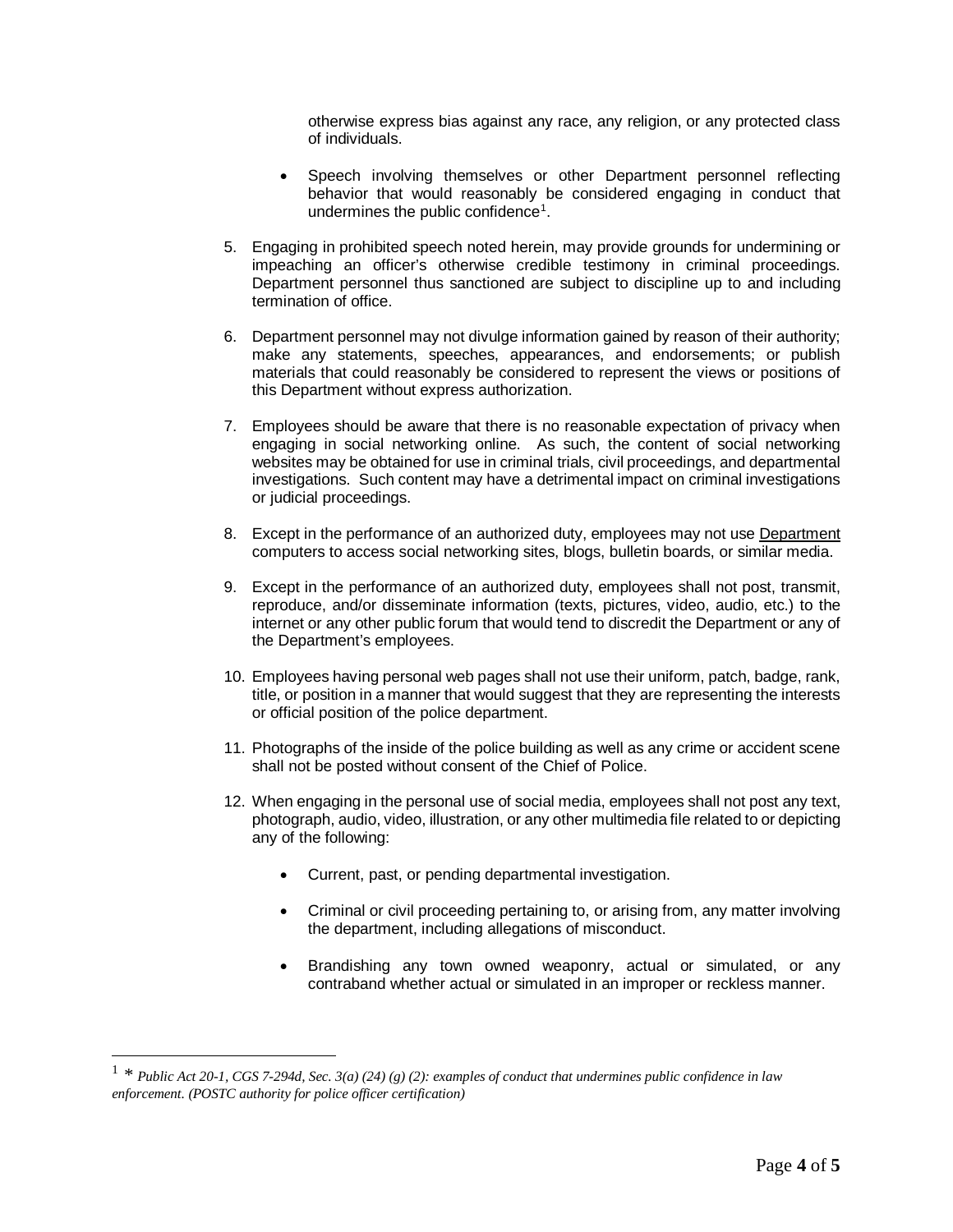otherwise express bias against any race, any religion, or any protected class of individuals.

- Speech involving themselves or other Department personnel reflecting behavior that would reasonably be considered engaging in conduct that undermines the public confidence[1].

5. Engaging in prohibited speech noted herein, may provide grounds for undermining or impeaching an officer's otherwise credible testimony in criminal proceedings. Department personnel thus sanctioned are subject to discipline up to and including termination of office.

6. Department personnel may not divulge information gained by reason of their authority; make any statements, speeches, appearances, and endorsements; or publish materials that could reasonably be considered to represent the views or positions of this Department without express authorization.

7. Employees should be aware that there is no reasonable expectation of privacy when engaging in social networking online. As such, the content of social networking websites may be obtained for use in criminal trials, civil proceedings, and departmental investigations. Such content may have a detrimental impact on criminal investigations or judicial proceedings.

8. Except in the performance of an authorized duty, employees may not use Department computers to access social networking sites, blogs, bulletin boards, or similar media.

9. Except in the performance of an authorized duty, employees shall not post, transmit, reproduce, and/or disseminate information (texts, pictures, video, audio, etc.) to the internet or any other public forum that would tend to discredit the Department or any of the Department's employees.

10. Employees having personal web pages shall not use their uniform, patch, badge, rank, title, or position in a manner that would suggest that they are representing the interests or official position of the police department.

11. Photographs of the inside of the police building as well as any crime or accident scene shall not be posted without consent of the Chief of Police.

12. When engaging in the personal use of social media, employees shall not post any text, photograph, audio, video, illustration, or any other multimedia file related to or depicting any of the following:

    - Current, past, or pending departmental investigation.

    - Criminal or civil proceeding pertaining to, or arising from, any matter involving the department, including allegations of misconduct.

    - Brandishing any town owned weaponry, actual or simulated, or any contraband whether actual or simulated in an improper or reckless manner.

---

[1] * *Public Act 20-1, CGS 7-294d, Sec. 3(a) (24) (g) (2): examples of conduct that undermines public confidence in law enforcement. (POSTC authority for police officer certification)*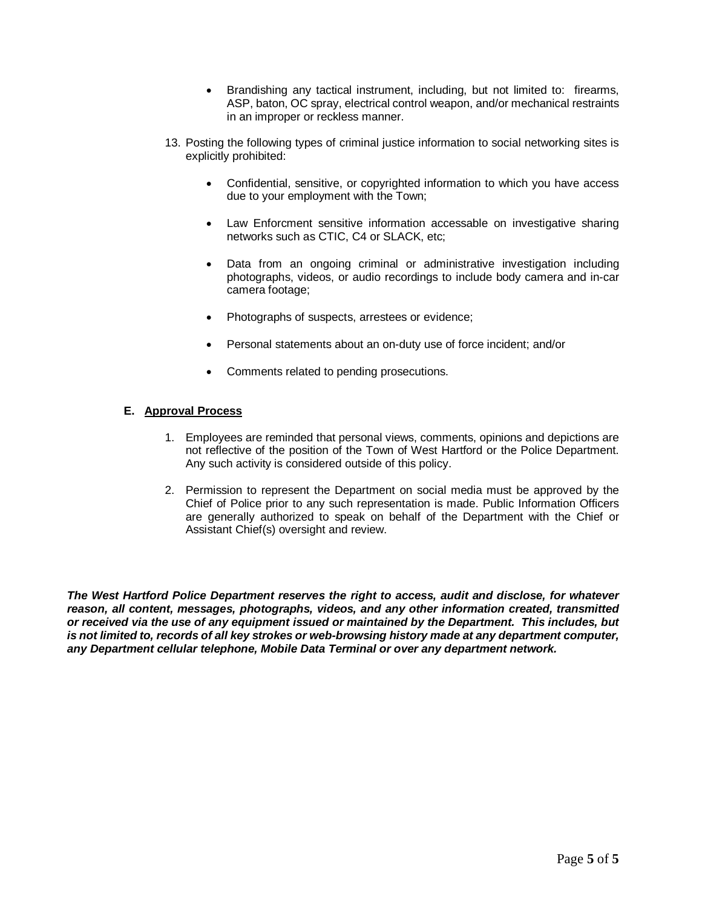- Brandishing any tactical instrument, including, but not limited to: firearms, ASP, baton, OC spray, electrical control weapon, and/or mechanical restraints in an improper or reckless manner.

13. Posting the following types of criminal justice information to social networking sites is explicitly prohibited:

    - Confidential, sensitive, or copyrighted information to which you have access due to your employment with the Town;
    - Law Enforcment sensitive information accessable on investigative sharing networks such as CTIC, C4 or SLACK, etc;
    - Data from an ongoing criminal or administrative investigation including photographs, videos, or audio recordings to include body camera and in-car camera footage;
    - Photographs of suspects, arrestees or evidence;
    - Personal statements about an on-duty use of force incident; and/or
    - Comments related to pending prosecutions.

**E. <u>Approval Process</u>**

1. Employees are reminded that personal views, comments, opinions and depictions are not reflective of the position of the Town of West Hartford or the Police Department. Any such activity is considered outside of this policy.
2. Permission to represent the Department on social media must be approved by the Chief of Police prior to any such representation is made. Public Information Officers are generally authorized to speak on behalf of the Department with the Chief or Assistant Chief(s) oversight and review.

***The West Hartford Police Department reserves the right to access, audit and disclose, for whatever reason, all content, messages, photographs, videos, and any other information created, transmitted or received via the use of any equipment issued or maintained by the Department. This includes, but is not limited to, records of all key strokes or web-browsing history made at any department computer, any Department cellular telephone, Mobile Data Terminal or over any department network.***